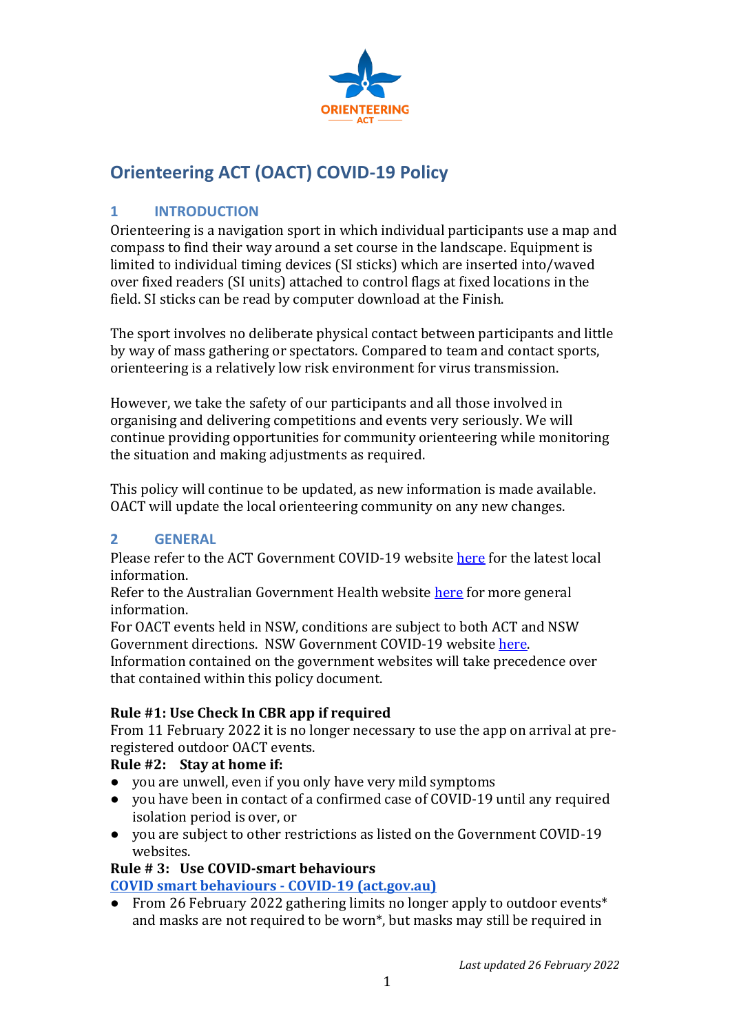# Orienteering ACT (OACT) COVID-19 Policy

## 1 INTRODUCTION

Orienteering is a navigation sport in which individual participants use a map and compass to find their way around a set course in the landscape. Equipment is limited to individual timing devices (SI sticks) which are inserted into/waved over fixed readers (SI units) attached to control flags at fixed locations in the field. SI sticks can be read by computer download at the Finish.

The sport involves no deliberate physical contact between participants and little by way of mass gathering or spectators. Compared to team and contact sports, orienteering is a relatively low risk environment for virus transmission.

However, we take the safety of our participants and all those involved in organising and delivering competitions and events very seriously. We will continue providing opportunities for community orienteering while monitoring the situation and making adjustments as required.

This policy will continue to be updated, as new information is made available. OACT will update the local orienteering community on any new changes.

## 2 GENERAL

Please refer to the ACT Government COVID-19 website [here] for the latest local information.
Refer to the Australian Government Health website [here] for more general information.
For OACT events held in NSW, conditions are subject to both ACT and NSW Government directions. NSW Government COVID-19 website [here].
Information contained on the government websites will take precedence over that contained within this policy document.

**Rule #1: Use Check In CBR app if required**
From 11 February 2022 it is no longer necessary to use the app on arrival at pre-registered outdoor OACT events.

**Rule #2: Stay at home if:**

- you are unwell, even if you only have very mild symptoms
- you have been in contact of a confirmed case of COVID-19 until any required isolation period is over, or
- you are subject to other restrictions as listed on the Government COVID-19 websites.

**Rule # 3: Use COVID-smart behaviours**
**[COVID smart behaviours - COVID-19 (act.gov.au)]**

- From 26 February 2022 gathering limits no longer apply to outdoor events* and masks are not required to be worn*, but masks may still be required in

*Last updated 26 February 2022*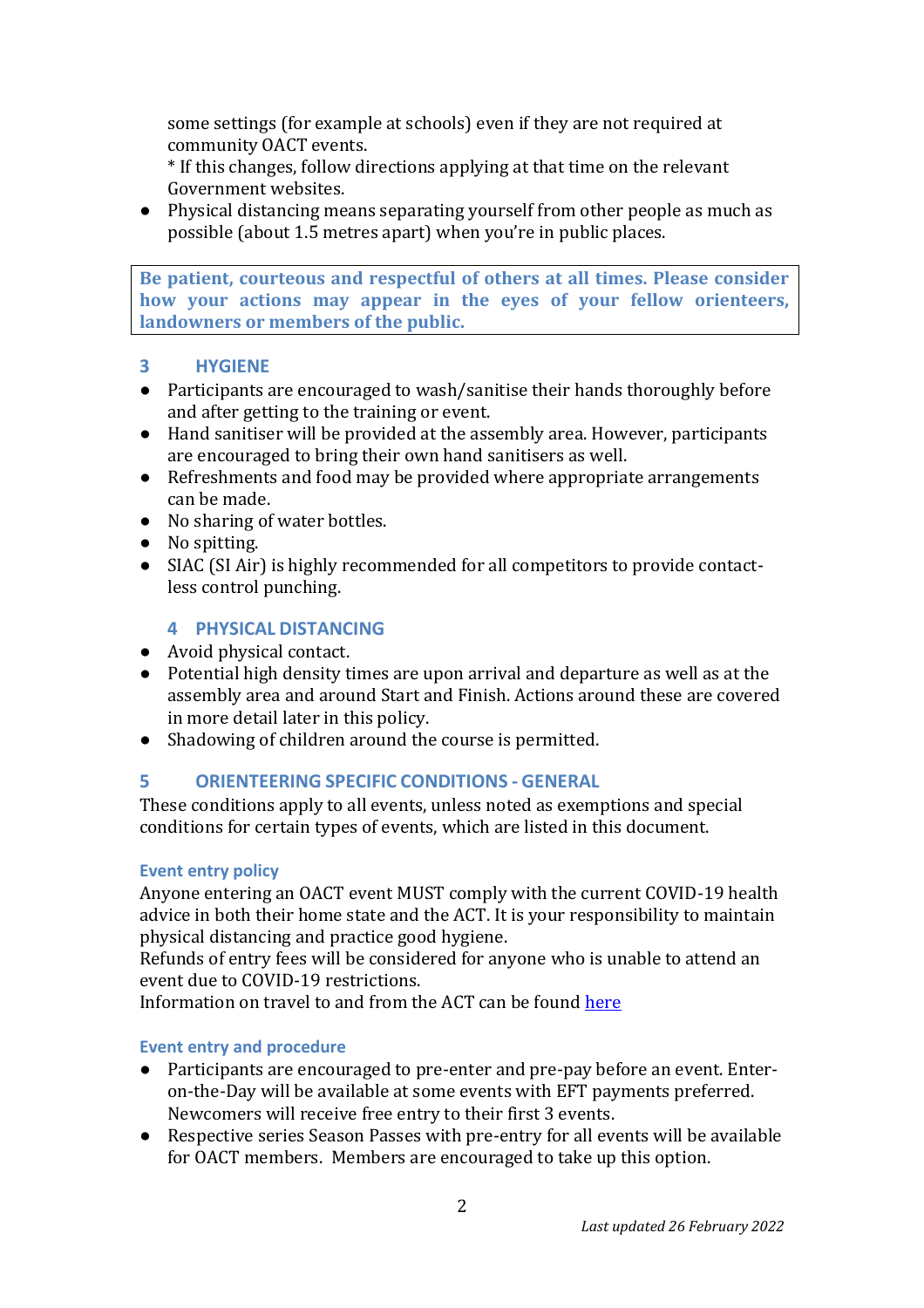some settings (for example at schools) even if they are not required at community OACT events.
* If this changes, follow directions applying at that time on the relevant Government websites.

- Physical distancing means separating yourself from other people as much as possible (about 1.5 metres apart) when you're in public places.

**Be patient, courteous and respectful of others at all times. Please consider how your actions may appear in the eyes of your fellow orienteers, landowners or members of the public.**

## 3 HYGIENE

- Participants are encouraged to wash/sanitise their hands thoroughly before and after getting to the training or event.
- Hand sanitiser will be provided at the assembly area. However, participants are encouraged to bring their own hand sanitisers as well.
- Refreshments and food may be provided where appropriate arrangements can be made.
- No sharing of water bottles.
- No spitting.
- SIAC (SI Air) is highly recommended for all competitors to provide contact-less control punching.

## 4 PHYSICAL DISTANCING

- Avoid physical contact.
- Potential high density times are upon arrival and departure as well as at the assembly area and around Start and Finish. Actions around these are covered in more detail later in this policy.
- Shadowing of children around the course is permitted.

## 5 ORIENTEERING SPECIFIC CONDITIONS - GENERAL

These conditions apply to all events, unless noted as exemptions and special conditions for certain types of events, which are listed in this document.

### Event entry policy

Anyone entering an OACT event MUST comply with the current COVID-19 health advice in both their home state and the ACT. It is your responsibility to maintain physical distancing and practice good hygiene.
Refunds of entry fees will be considered for anyone who is unable to attend an event due to COVID-19 restrictions.
Information on travel to and from the ACT can be found here

### Event entry and procedure

- Participants are encouraged to pre-enter and pre-pay before an event. Enter-on-the-Day will be available at some events with EFT payments preferred. Newcomers will receive free entry to their first 3 events.
- Respective series Season Passes with pre-entry for all events will be available for OACT members. Members are encouraged to take up this option.

*Last updated 26 February 2022*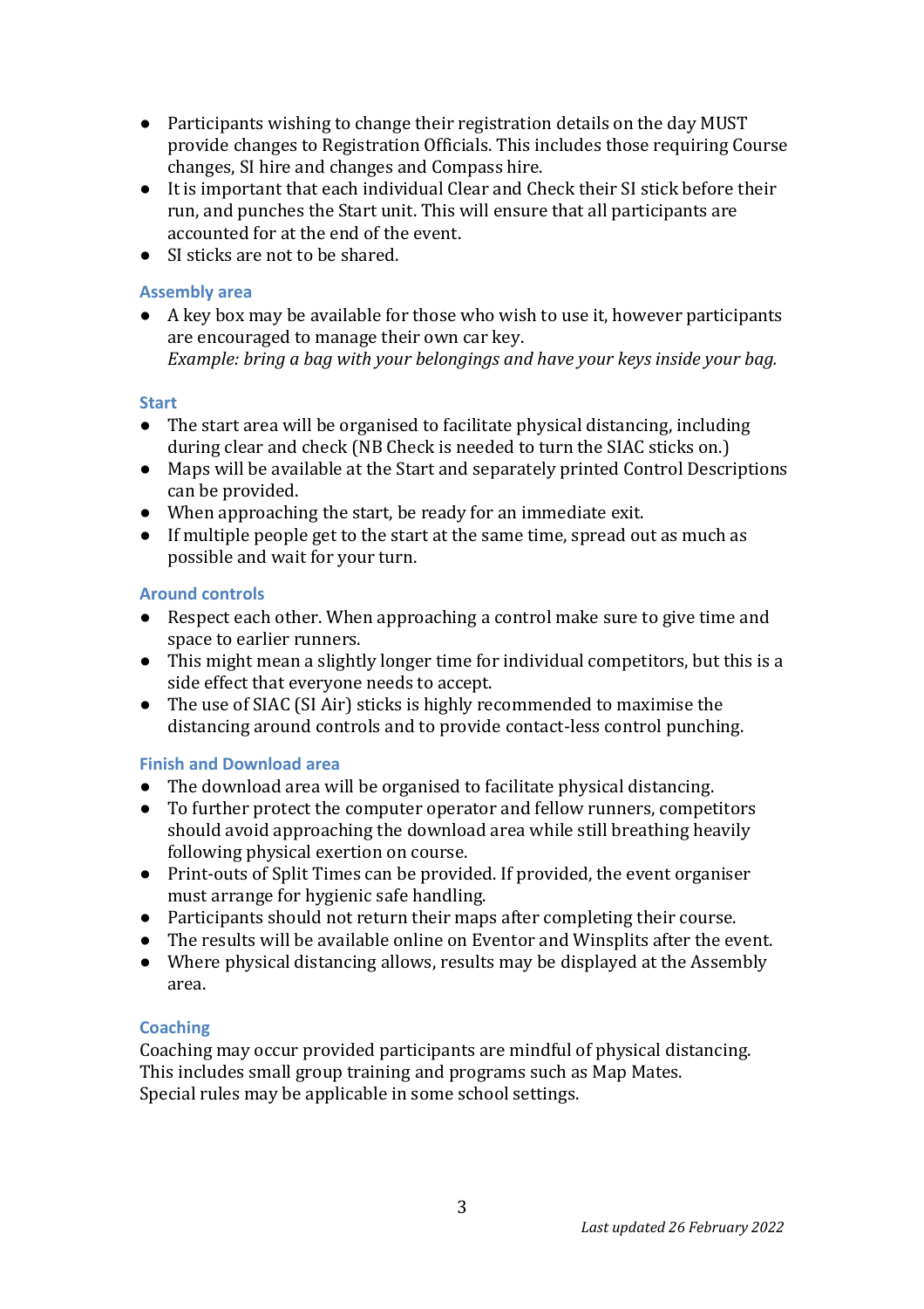- Participants wishing to change their registration details on the day MUST provide changes to Registration Officials. This includes those requiring Course changes, SI hire and changes and Compass hire.
- It is important that each individual Clear and Check their SI stick before their run, and punches the Start unit. This will ensure that all participants are accounted for at the end of the event.
- SI sticks are not to be shared.

### Assembly area

- A key box may be available for those who wish to use it, however participants are encouraged to manage their own car key.
  *Example: bring a bag with your belongings and have your keys inside your bag.*

### Start

- The start area will be organised to facilitate physical distancing, including during clear and check (NB Check is needed to turn the SIAC sticks on.)
- Maps will be available at the Start and separately printed Control Descriptions can be provided.
- When approaching the start, be ready for an immediate exit.
- If multiple people get to the start at the same time, spread out as much as possible and wait for your turn.

### Around controls

- Respect each other. When approaching a control make sure to give time and space to earlier runners.
- This might mean a slightly longer time for individual competitors, but this is a side effect that everyone needs to accept.
- The use of SIAC (SI Air) sticks is highly recommended to maximise the distancing around controls and to provide contact-less control punching.

### Finish and Download area

- The download area will be organised to facilitate physical distancing.
- To further protect the computer operator and fellow runners, competitors should avoid approaching the download area while still breathing heavily following physical exertion on course.
- Print-outs of Split Times can be provided. If provided, the event organiser must arrange for hygienic safe handling.
- Participants should not return their maps after completing their course.
- The results will be available online on Eventor and Winsplits after the event.
- Where physical distancing allows, results may be displayed at the Assembly area.

### Coaching

Coaching may occur provided participants are mindful of physical distancing.
This includes small group training and programs such as Map Mates.
Special rules may be applicable in some school settings.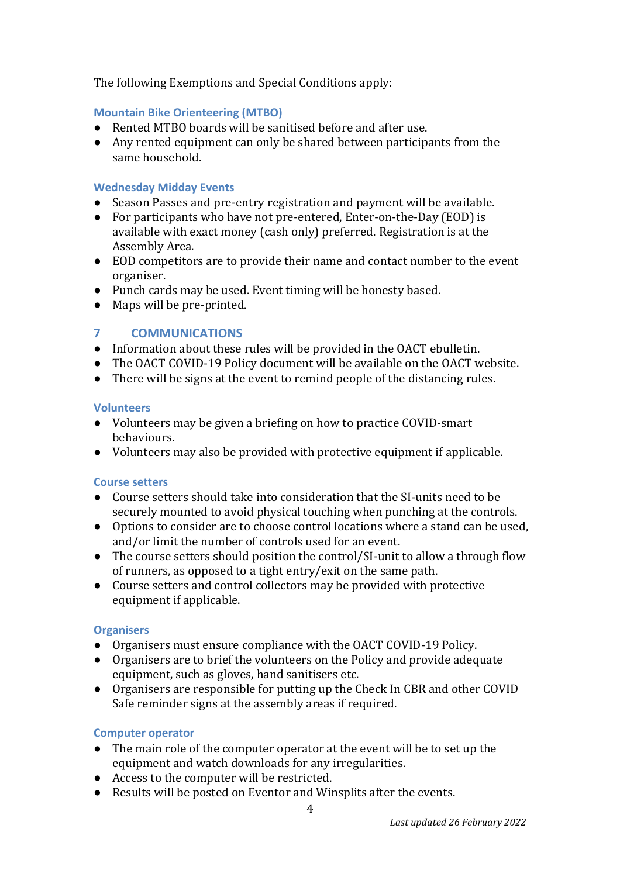The following Exemptions and Special Conditions apply:

### Mountain Bike Orienteering (MTBO)

- Rented MTBO boards will be sanitised before and after use.
- Any rented equipment can only be shared between participants from the same household.

### Wednesday Midday Events

- Season Passes and pre-entry registration and payment will be available.
- For participants who have not pre-entered, Enter-on-the-Day (EOD) is available with exact money (cash only) preferred. Registration is at the Assembly Area.
- EOD competitors are to provide their name and contact number to the event organiser.
- Punch cards may be used. Event timing will be honesty based.
- Maps will be pre-printed.

## 7 COMMUNICATIONS

- Information about these rules will be provided in the OACT ebulletin.
- The OACT COVID-19 Policy document will be available on the OACT website.
- There will be signs at the event to remind people of the distancing rules.

### Volunteers

- Volunteers may be given a briefing on how to practice COVID-smart behaviours.
- Volunteers may also be provided with protective equipment if applicable.

### Course setters

- Course setters should take into consideration that the SI-units need to be securely mounted to avoid physical touching when punching at the controls.
- Options to consider are to choose control locations where a stand can be used, and/or limit the number of controls used for an event.
- The course setters should position the control/SI-unit to allow a through flow of runners, as opposed to a tight entry/exit on the same path.
- Course setters and control collectors may be provided with protective equipment if applicable.

### Organisers

- Organisers must ensure compliance with the OACT COVID-19 Policy.
- Organisers are to brief the volunteers on the Policy and provide adequate equipment, such as gloves, hand sanitisers etc.
- Organisers are responsible for putting up the Check In CBR and other COVID Safe reminder signs at the assembly areas if required.

### Computer operator

- The main role of the computer operator at the event will be to set up the equipment and watch downloads for any irregularities.
- Access to the computer will be restricted.
- Results will be posted on Eventor and Winsplits after the events.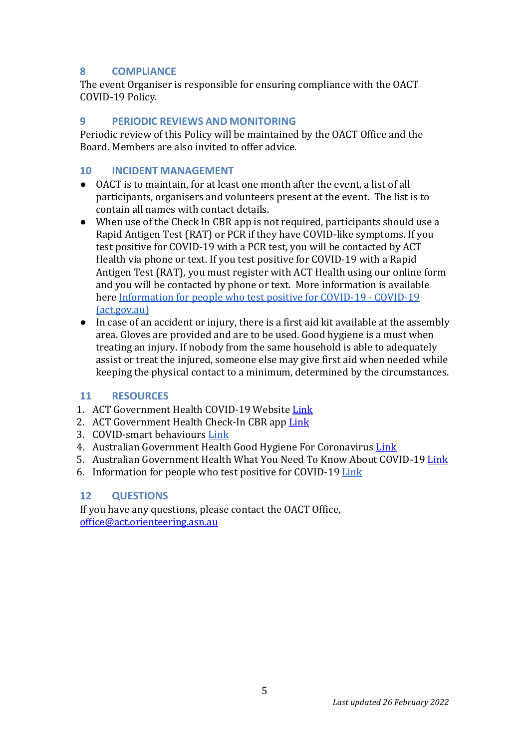## 8 COMPLIANCE

The event Organiser is responsible for ensuring compliance with the OACT COVID-19 Policy.

## 9 PERIODIC REVIEWS AND MONITORING

Periodic review of this Policy will be maintained by the OACT Office and the Board. Members are also invited to offer advice.

## 10 INCIDENT MANAGEMENT

- OACT is to maintain, for at least one month after the event, a list of all participants, organisers and volunteers present at the event. The list is to contain all names with contact details.
- When use of the Check In CBR app is not required, participants should use a Rapid Antigen Test (RAT) or PCR if they have COVID-like symptoms. If you test positive for COVID-19 with a PCR test, you will be contacted by ACT Health via phone or text. If you test positive for COVID-19 with a Rapid Antigen Test (RAT), you must register with ACT Health using our online form and you will be contacted by phone or text. More information is available here [Information for people who test positive for COVID-19 - COVID-19 (act.gov.au)]()
- In case of an accident or injury, there is a first aid kit available at the assembly area. Gloves are provided and are to be used. Good hygiene is a must when treating an injury. If nobody from the same household is able to adequately assist or treat the injured, someone else may give first aid when needed while keeping the physical contact to a minimum, determined by the circumstances.

## 11 RESOURCES

1. ACT Government Health COVID-19 Website [Link]()
2. ACT Government Health Check-In CBR app [Link]()
3. COVID-smart behaviours [Link]()
4. Australian Government Health Good Hygiene For Coronavirus [Link]()
5. Australian Government Health What You Need To Know About COVID-19 [Link]()
6. Information for people who test positive for COVID-19 [Link]()

## 12 QUESTIONS

If you have any questions, please contact the OACT Office, [office@act.orienteering.asn.au](mailto:office@act.orienteering.asn.au)

*Last updated 26 February 2022*